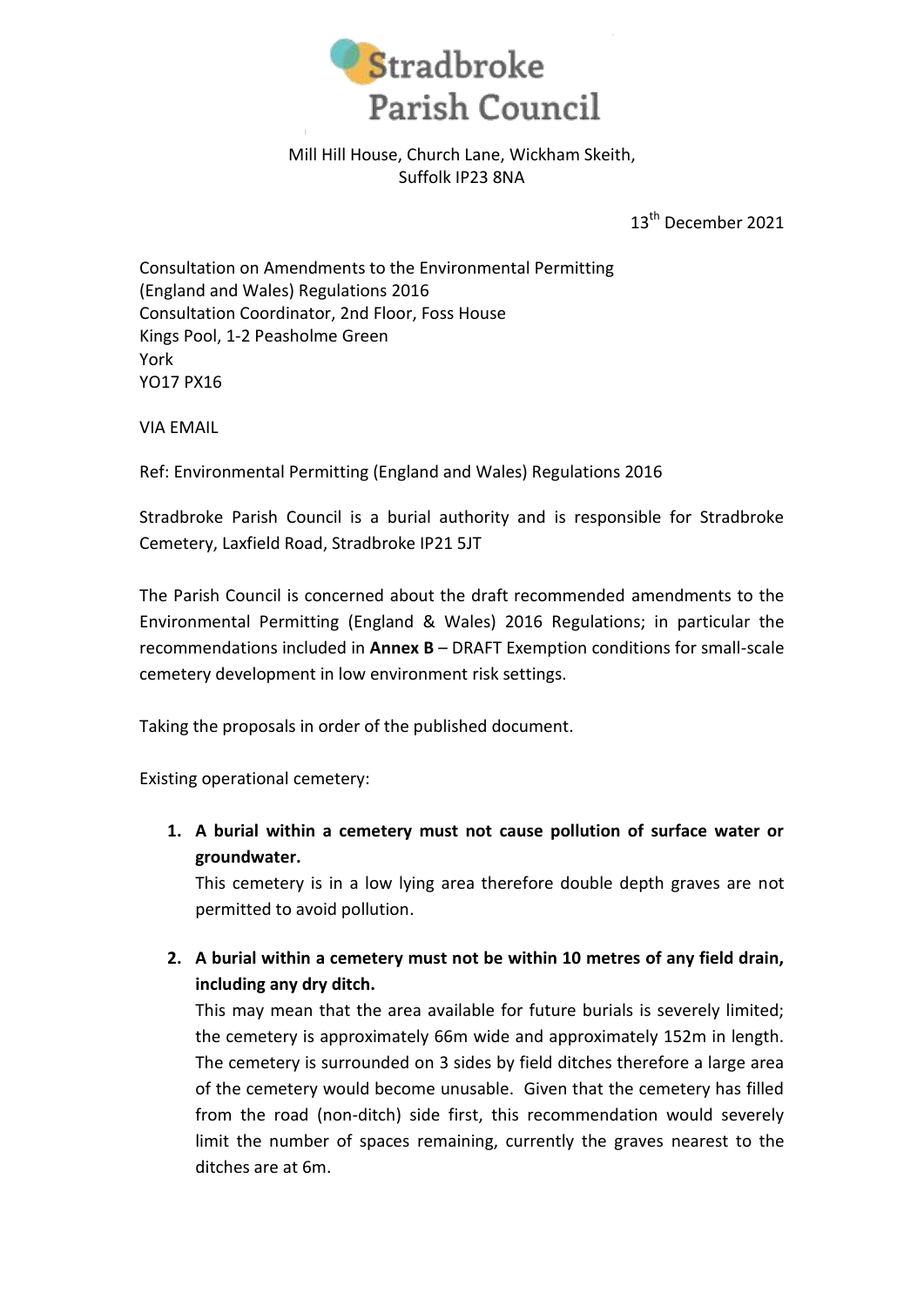# Stradbroke Parish Council

Mill Hill House, Church Lane, Wickham Skeith,
Suffolk IP23 8NA

13th December 2021

Consultation on Amendments to the Environmental Permitting (England and Wales) Regulations 2016
Consultation Coordinator, 2nd Floor, Foss House
Kings Pool, 1-2 Peasholme Green
York
YO17 PX16

VIA EMAIL

Ref: Environmental Permitting (England and Wales) Regulations 2016

Stradbroke Parish Council is a burial authority and is responsible for Stradbroke Cemetery, Laxfield Road, Stradbroke IP21 5JT

The Parish Council is concerned about the draft recommended amendments to the Environmental Permitting (England & Wales) 2016 Regulations; in particular the recommendations included in **Annex B** – DRAFT Exemption conditions for small-scale cemetery development in low environment risk settings.

Taking the proposals in order of the published document.

Existing operational cemetery:

1. **A burial within a cemetery must not cause pollution of surface water or groundwater.**
   This cemetery is in a low lying area therefore double depth graves are not permitted to avoid pollution.

2. **A burial within a cemetery must not be within 10 metres of any field drain, including any dry ditch.**
   This may mean that the area available for future burials is severely limited; the cemetery is approximately 66m wide and approximately 152m in length. The cemetery is surrounded on 3 sides by field ditches therefore a large area of the cemetery would become unusable. Given that the cemetery has filled from the road (non-ditch) side first, this recommendation would severely limit the number of spaces remaining, currently the graves nearest to the ditches are at 6m.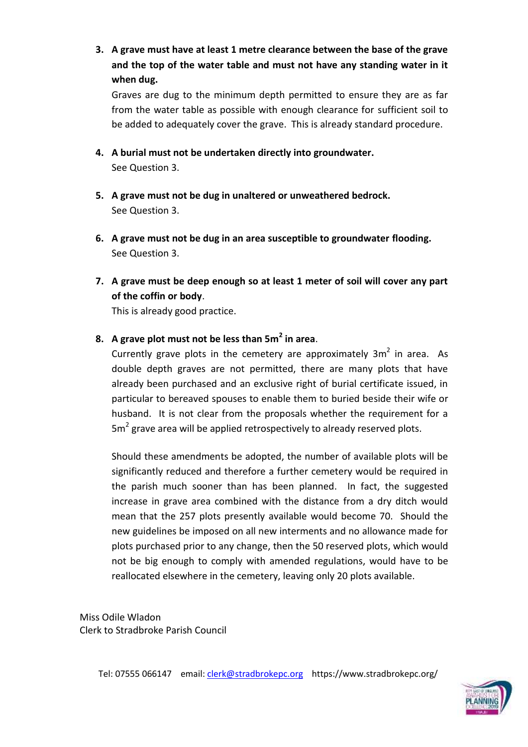3. **A grave must have at least 1 metre clearance between the base of the grave and the top of the water table and must not have any standing water in it when dug.**
   Graves are dug to the minimum depth permitted to ensure they are as far from the water table as possible with enough clearance for sufficient soil to be added to adequately cover the grave. This is already standard procedure.

4. **A burial must not be undertaken directly into groundwater.**
   See Question 3.

5. **A grave must not be dug in unaltered or unweathered bedrock.**
   See Question 3.

6. **A grave must not be dug in an area susceptible to groundwater flooding.**
   See Question 3.

7. **A grave must be deep enough so at least 1 meter of soil will cover any part of the coffin or body**.
   This is already good practice.

8. **A grave plot must not be less than $5m^2$ in area**.
   Currently grave plots in the cemetery are approximately $3m^2$ in area. As double depth graves are not permitted, there are many plots that have already been purchased and an exclusive right of burial certificate issued, in particular to bereaved spouses to enable them to buried beside their wife or husband. It is not clear from the proposals whether the requirement for a $5m^2$ grave area will be applied retrospectively to already reserved plots.

   Should these amendments be adopted, the number of available plots will be significantly reduced and therefore a further cemetery would be required in the parish much sooner than has been planned. In fact, the suggested increase in grave area combined with the distance from a dry ditch would mean that the 257 plots presently available would become 70. Should the new guidelines be imposed on all new interments and no allowance made for plots purchased prior to any change, then the 50 reserved plots, which would not be big enough to comply with amended regulations, would have to be reallocated elsewhere in the cemetery, leaving only 20 plots available.

Miss Odile Wladon
Clerk to Stradbroke Parish Council

Tel: 07555 066147 email: clerk@stradbrokepc.org https://www.stradbrokepc.org/